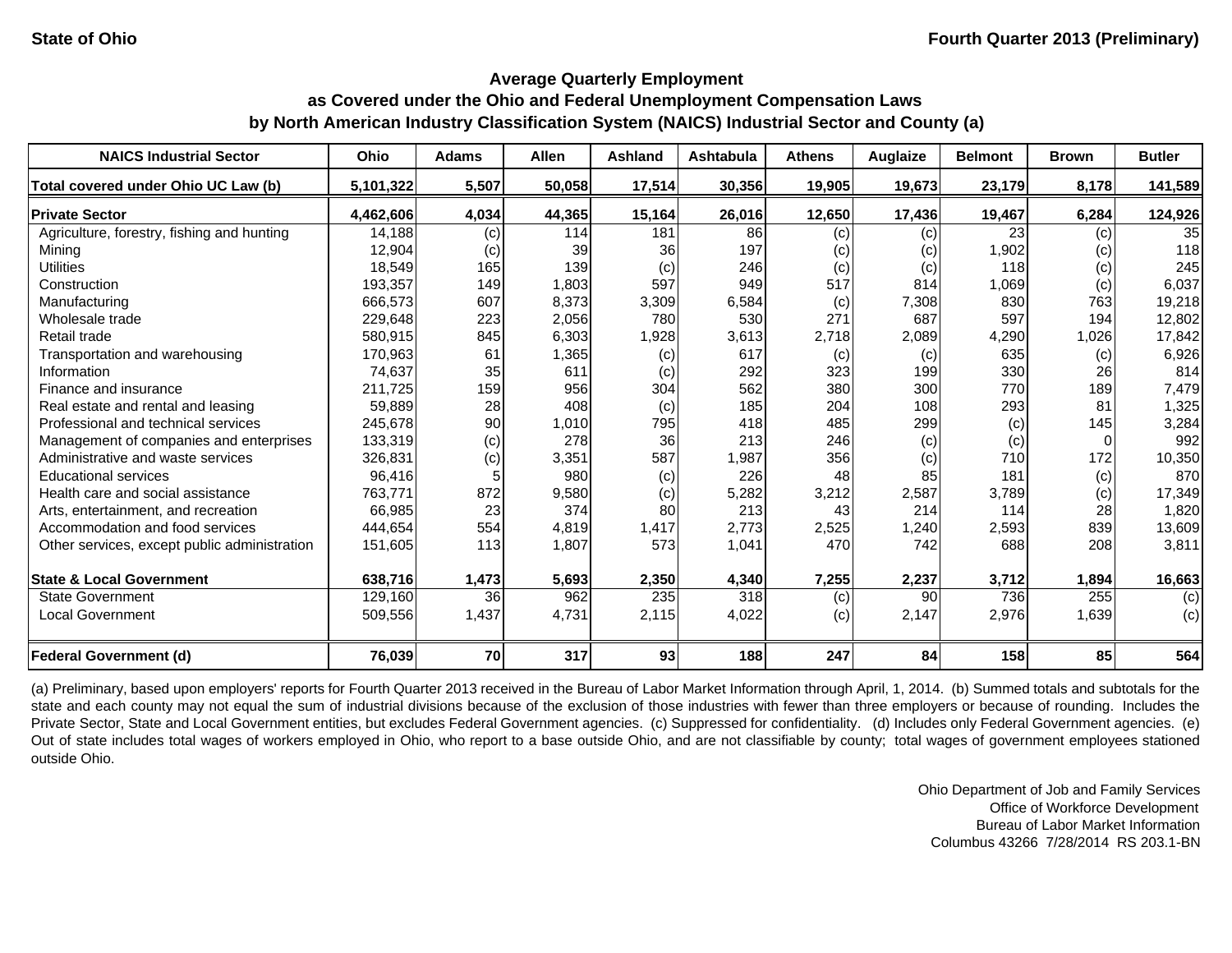State of Ohio — Fourth Quarter 2013 (Preliminary)

## Average Quarterly Employment as Covered under the Ohio and Federal Unemployment Compensation Laws by North American Industry Classification System (NAICS) Industrial Sector and County (a)

| NAICS Industrial Sector | Ohio | Adams | Allen | Ashland | Ashtabula | Athens | Auglaize | Belmont | Brown | Butler |
|---|---|---|---|---|---|---|---|---|---|---|
| **Total covered under Ohio UC Law (b)** | **5,101,322** | **5,507** | **50,058** | **17,514** | **30,356** | **19,905** | **19,673** | **23,179** | **8,178** | **141,589** |
| **Private Sector** | **4,462,606** | **4,034** | **44,365** | **15,164** | **26,016** | **12,650** | **17,436** | **19,467** | **6,284** | **124,926** |
| Agriculture, forestry, fishing and hunting | 14,188 | (c) | 114 | 181 | 86 | (c) | (c) | 23 | (c) | 35 |
| Mining | 12,904 | (c) | 39 | 36 | 197 | (c) | (c) | 1,902 | (c) | 118 |
| Utilities | 18,549 | 165 | 139 | (c) | 246 | (c) | (c) | 118 | (c) | 245 |
| Construction | 193,357 | 149 | 1,803 | 597 | 949 | 517 | 814 | 1,069 | (c) | 6,037 |
| Manufacturing | 666,573 | 607 | 8,373 | 3,309 | 6,584 | (c) | 7,308 | 830 | 763 | 19,218 |
| Wholesale trade | 229,648 | 223 | 2,056 | 780 | 530 | 271 | 687 | 597 | 194 | 12,802 |
| Retail trade | 580,915 | 845 | 6,303 | 1,928 | 3,613 | 2,718 | 2,089 | 4,290 | 1,026 | 17,842 |
| Transportation and warehousing | 170,963 | 61 | 1,365 | (c) | 617 | (c) | (c) | 635 | (c) | 6,926 |
| Information | 74,637 | 35 | 611 | (c) | 292 | 323 | 199 | 330 | 26 | 814 |
| Finance and insurance | 211,725 | 159 | 956 | 304 | 562 | 380 | 300 | 770 | 189 | 7,479 |
| Real estate and rental and leasing | 59,889 | 28 | 408 | (c) | 185 | 204 | 108 | 293 | 81 | 1,325 |
| Professional and technical services | 245,678 | 90 | 1,010 | 795 | 418 | 485 | 299 | (c) | 145 | 3,284 |
| Management of companies and enterprises | 133,319 | (c) | 278 | 36 | 213 | 246 | (c) | (c) | 0 | 992 |
| Administrative and waste services | 326,831 | (c) | 3,351 | 587 | 1,987 | 356 | (c) | 710 | 172 | 10,350 |
| Educational services | 96,416 | 5 | 980 | (c) | 226 | 48 | 85 | 181 | (c) | 870 |
| Health care and social assistance | 763,771 | 872 | 9,580 | (c) | 5,282 | 3,212 | 2,587 | 3,789 | (c) | 17,349 |
| Arts, entertainment, and recreation | 66,985 | 23 | 374 | 80 | 213 | 43 | 214 | 114 | 28 | 1,820 |
| Accommodation and food services | 444,654 | 554 | 4,819 | 1,417 | 2,773 | 2,525 | 1,240 | 2,593 | 839 | 13,609 |
| Other services, except public administration | 151,605 | 113 | 1,807 | 573 | 1,041 | 470 | 742 | 688 | 208 | 3,811 |
| **State & Local Government** | **638,716** | **1,473** | **5,693** | **2,350** | **4,340** | **7,255** | **2,237** | **3,712** | **1,894** | **16,663** |
| State Government | 129,160 | 36 | 962 | 235 | 318 | (c) | 90 | 736 | 255 | (c) |
| Local Government | 509,556 | 1,437 | 4,731 | 2,115 | 4,022 | (c) | 2,147 | 2,976 | 1,639 | (c) |
| **Federal Government (d)** | **76,039** | **70** | **317** | **93** | **188** | **247** | **84** | **158** | **85** | **564** |

(a) Preliminary, based upon employers' reports for Fourth Quarter 2013 received in the Bureau of Labor Market Information through April, 1, 2014. (b) Summed totals and subtotals for the state and each county may not equal the sum of industrial divisions because of the exclusion of those industries with fewer than three employers or because of rounding. Includes the Private Sector, State and Local Government entities, but excludes Federal Government agencies. (c) Suppressed for confidentiality. (d) Includes only Federal Government agencies. (e) Out of state includes total wages of workers employed in Ohio, who report to a base outside Ohio, and are not classifiable by county; total wages of government employees stationed outside Ohio.

Ohio Department of Job and Family Services
Office of Workforce Development
Bureau of Labor Market Information
Columbus 43266 7/28/2014 RS 203.1-BN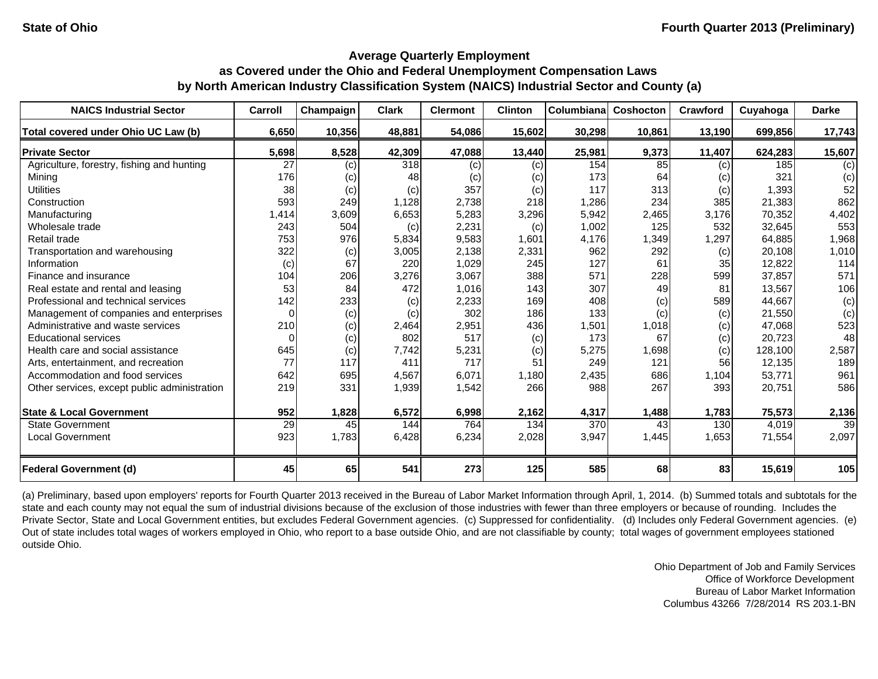State of Ohio | Fourth Quarter 2013 (Preliminary)

## Average Quarterly Employment
## as Covered under the Ohio and Federal Unemployment Compensation Laws
## by North American Industry Classification System (NAICS) Industrial Sector and County (a)

| NAICS Industrial Sector | Carroll | Champaign | Clark | Clermont | Clinton | Columbiana | Coshocton | Crawford | Cuyahoga | Darke |
|---|---|---|---|---|---|---|---|---|---|---|
| **Total covered under Ohio UC Law (b)** | **6,650** | **10,356** | **48,881** | **54,086** | **15,602** | **30,298** | **10,861** | **13,190** | **699,856** | **17,743** |
| **Private Sector** | **5,698** | **8,528** | **42,309** | **47,088** | **13,440** | **25,981** | **9,373** | **11,407** | **624,283** | **15,607** |
| Agriculture, forestry, fishing and hunting | 27 | (c) | 318 | (c) | (c) | 154 | 85 | (c) | 185 | (c) |
| Mining | 176 | (c) | 48 | (c) | (c) | 173 | 64 | (c) | 321 | (c) |
| Utilities | 38 | (c) | (c) | 357 | (c) | 117 | 313 | (c) | 1,393 | 52 |
| Construction | 593 | 249 | 1,128 | 2,738 | 218 | 1,286 | 234 | 385 | 21,383 | 862 |
| Manufacturing | 1,414 | 3,609 | 6,653 | 5,283 | 3,296 | 5,942 | 2,465 | 3,176 | 70,352 | 4,402 |
| Wholesale trade | 243 | 504 | (c) | 2,231 | (c) | 1,002 | 125 | 532 | 32,645 | 553 |
| Retail trade | 753 | 976 | 5,834 | 9,583 | 1,601 | 4,176 | 1,349 | 1,297 | 64,885 | 1,968 |
| Transportation and warehousing | 322 | (c) | 3,005 | 2,138 | 2,331 | 962 | 292 | (c) | 20,108 | 1,010 |
| Information | (c) | 67 | 220 | 1,029 | 245 | 127 | 61 | 35 | 12,822 | 114 |
| Finance and insurance | 104 | 206 | 3,276 | 3,067 | 388 | 571 | 228 | 599 | 37,857 | 571 |
| Real estate and rental and leasing | 53 | 84 | 472 | 1,016 | 143 | 307 | 49 | 81 | 13,567 | 106 |
| Professional and technical services | 142 | 233 | (c) | 2,233 | 169 | 408 | (c) | 589 | 44,667 | (c) |
| Management of companies and enterprises | 0 | (c) | (c) | 302 | 186 | 133 | (c) | (c) | 21,550 | (c) |
| Administrative and waste services | 210 | (c) | 2,464 | 2,951 | 436 | 1,501 | 1,018 | (c) | 47,068 | 523 |
| Educational services | 0 | (c) | 802 | 517 | (c) | 173 | 67 | (c) | 20,723 | 48 |
| Health care and social assistance | 645 | (c) | 7,742 | 5,231 | (c) | 5,275 | 1,698 | (c) | 128,100 | 2,587 |
| Arts, entertainment, and recreation | 77 | 117 | 411 | 717 | 51 | 249 | 121 | 56 | 12,135 | 189 |
| Accommodation and food services | 642 | 695 | 4,567 | 6,071 | 1,180 | 2,435 | 686 | 1,104 | 53,771 | 961 |
| Other services, except public administration | 219 | 331 | 1,939 | 1,542 | 266 | 988 | 267 | 393 | 20,751 | 586 |
| **State & Local Government** | **952** | **1,828** | **6,572** | **6,998** | **2,162** | **4,317** | **1,488** | **1,783** | **75,573** | **2,136** |
| State Government | 29 | 45 | 144 | 764 | 134 | 370 | 43 | 130 | 4,019 | 39 |
| Local Government | 923 | 1,783 | 6,428 | 6,234 | 2,028 | 3,947 | 1,445 | 1,653 | 71,554 | 2,097 |
| **Federal Government (d)** | **45** | **65** | **541** | **273** | **125** | **585** | **68** | **83** | **15,619** | **105** |

(a) Preliminary, based upon employers' reports for Fourth Quarter 2013 received in the Bureau of Labor Market Information through April, 1, 2014. (b) Summed totals and subtotals for the state and each county may not equal the sum of industrial divisions because of the exclusion of those industries with fewer than three employers or because of rounding. Includes the Private Sector, State and Local Government entities, but excludes Federal Government agencies. (c) Suppressed for confidentiality. (d) Includes only Federal Government agencies. (e) Out of state includes total wages of workers employed in Ohio, who report to a base outside Ohio, and are not classifiable by county; total wages of government employees stationed outside Ohio.

Ohio Department of Job and Family Services
Office of Workforce Development
Bureau of Labor Market Information
Columbus 43266 7/28/2014 RS 203.1-BN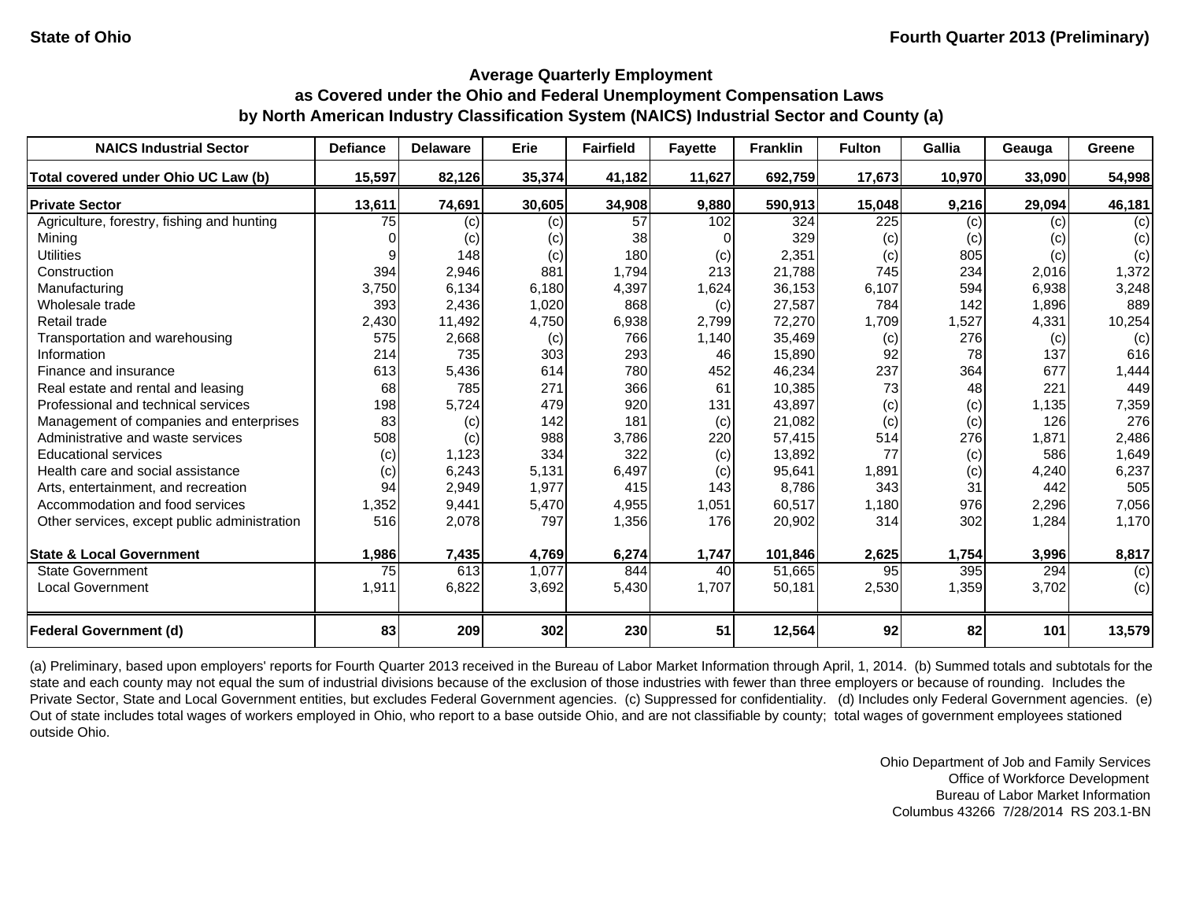State of Ohio — Fourth Quarter 2013 (Preliminary)

## Average Quarterly Employment as Covered under the Ohio and Federal Unemployment Compensation Laws by North American Industry Classification System (NAICS) Industrial Sector and County (a)

| NAICS Industrial Sector | Defiance | Delaware | Erie | Fairfield | Fayette | Franklin | Fulton | Gallia | Geauga | Greene |
|---|---|---|---|---|---|---|---|---|---|---|
| **Total covered under Ohio UC Law (b)** | **15,597** | **82,126** | **35,374** | **41,182** | **11,627** | **692,759** | **17,673** | **10,970** | **33,090** | **54,998** |
| **Private Sector** | **13,611** | **74,691** | **30,605** | **34,908** | **9,880** | **590,913** | **15,048** | **9,216** | **29,094** | **46,181** |
| Agriculture, forestry, fishing and hunting | 75 | (c) | (c) | 57 | 102 | 324 | 225 | (c) | (c) | (c) |
| Mining | 0 | (c) | (c) | 38 | 0 | 329 | (c) | (c) | (c) | (c) |
| Utilities | 9 | 148 | (c) | 180 | (c) | 2,351 | (c) | 805 | (c) | (c) |
| Construction | 394 | 2,946 | 881 | 1,794 | 213 | 21,788 | 745 | 234 | 2,016 | 1,372 |
| Manufacturing | 3,750 | 6,134 | 6,180 | 4,397 | 1,624 | 36,153 | 6,107 | 594 | 6,938 | 3,248 |
| Wholesale trade | 393 | 2,436 | 1,020 | 868 | (c) | 27,587 | 784 | 142 | 1,896 | 889 |
| Retail trade | 2,430 | 11,492 | 4,750 | 6,938 | 2,799 | 72,270 | 1,709 | 1,527 | 4,331 | 10,254 |
| Transportation and warehousing | 575 | 2,668 | (c) | 766 | 1,140 | 35,469 | (c) | 276 | (c) | (c) |
| Information | 214 | 735 | 303 | 293 | 46 | 15,890 | 92 | 78 | 137 | 616 |
| Finance and insurance | 613 | 5,436 | 614 | 780 | 452 | 46,234 | 237 | 364 | 677 | 1,444 |
| Real estate and rental and leasing | 68 | 785 | 271 | 366 | 61 | 10,385 | 73 | 48 | 221 | 449 |
| Professional and technical services | 198 | 5,724 | 479 | 920 | 131 | 43,897 | (c) | (c) | 1,135 | 7,359 |
| Management of companies and enterprises | 83 | (c) | 142 | 181 | (c) | 21,082 | (c) | (c) | 126 | 276 |
| Administrative and waste services | 508 | (c) | 988 | 3,786 | 220 | 57,415 | 514 | 276 | 1,871 | 2,486 |
| Educational services | (c) | 1,123 | 334 | 322 | (c) | 13,892 | 77 | (c) | 586 | 1,649 |
| Health care and social assistance | (c) | 6,243 | 5,131 | 6,497 | (c) | 95,641 | 1,891 | (c) | 4,240 | 6,237 |
| Arts, entertainment, and recreation | 94 | 2,949 | 1,977 | 415 | 143 | 8,786 | 343 | 31 | 442 | 505 |
| Accommodation and food services | 1,352 | 9,441 | 5,470 | 4,955 | 1,051 | 60,517 | 1,180 | 976 | 2,296 | 7,056 |
| Other services, except public administration | 516 | 2,078 | 797 | 1,356 | 176 | 20,902 | 314 | 302 | 1,284 | 1,170 |
| **State & Local Government** | **1,986** | **7,435** | **4,769** | **6,274** | **1,747** | **101,846** | **2,625** | **1,754** | **3,996** | **8,817** |
| State Government | 75 | 613 | 1,077 | 844 | 40 | 51,665 | 95 | 395 | 294 | (c) |
| Local Government | 1,911 | 6,822 | 3,692 | 5,430 | 1,707 | 50,181 | 2,530 | 1,359 | 3,702 | (c) |
| **Federal Government (d)** | **83** | **209** | **302** | **230** | **51** | **12,564** | **92** | **82** | **101** | **13,579** |

(a) Preliminary, based upon employers' reports for Fourth Quarter 2013 received in the Bureau of Labor Market Information through April, 1, 2014. (b) Summed totals and subtotals for the state and each county may not equal the sum of industrial divisions because of the exclusion of those industries with fewer than three employers or because of rounding. Includes the Private Sector, State and Local Government entities, but excludes Federal Government agencies. (c) Suppressed for confidentiality. (d) Includes only Federal Government agencies. (e) Out of state includes total wages of workers employed in Ohio, who report to a base outside Ohio, and are not classifiable by county; total wages of government employees stationed outside Ohio.

Ohio Department of Job and Family Services
Office of Workforce Development
Bureau of Labor Market Information
Columbus 43266 7/28/2014 RS 203.1-BN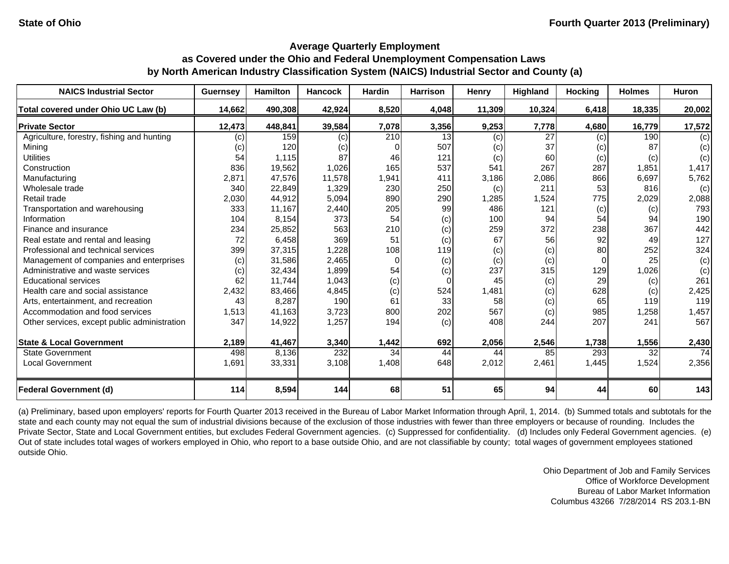State of Ohio

Fourth Quarter 2013 (Preliminary)

### Average Quarterly Employment
### as Covered under the Ohio and Federal Unemployment Compensation Laws
### by North American Industry Classification System (NAICS) Industrial Sector and County (a)

| NAICS Industrial Sector | Guernsey | Hamilton | Hancock | Hardin | Harrison | Henry | Highland | Hocking | Holmes | Huron |
|---|---|---|---|---|---|---|---|---|---|---|
| **Total covered under Ohio UC Law (b)** | **14,662** | **490,308** | **42,924** | **8,520** | **4,048** | **11,309** | **10,324** | **6,418** | **18,335** | **20,002** |
| **Private Sector** | **12,473** | **448,841** | **39,584** | **7,078** | **3,356** | **9,253** | **7,778** | **4,680** | **16,779** | **17,572** |
| Agriculture, forestry, fishing and hunting | (c) | 159 | (c) | 210 | 13 | (c) | 27 | (c) | 190 | (c) |
| Mining | (c) | 120 | (c) | 0 | 507 | (c) | 37 | (c) | 87 | (c) |
| Utilities | 54 | 1,115 | 87 | 46 | 121 | (c) | 60 | (c) | (c) | (c) |
| Construction | 836 | 19,562 | 1,026 | 165 | 537 | 541 | 267 | 287 | 1,851 | 1,417 |
| Manufacturing | 2,871 | 47,576 | 11,578 | 1,941 | 411 | 3,186 | 2,086 | 866 | 6,697 | 5,762 |
| Wholesale trade | 340 | 22,849 | 1,329 | 230 | 250 | (c) | 211 | 53 | 816 | (c) |
| Retail trade | 2,030 | 44,912 | 5,094 | 890 | 290 | 1,285 | 1,524 | 775 | 2,029 | 2,088 |
| Transportation and warehousing | 333 | 11,167 | 2,440 | 205 | 99 | 486 | 121 | (c) | (c) | 793 |
| Information | 104 | 8,154 | 373 | 54 | (c) | 100 | 94 | 54 | 94 | 190 |
| Finance and insurance | 234 | 25,852 | 563 | 210 | (c) | 259 | 372 | 238 | 367 | 442 |
| Real estate and rental and leasing | 72 | 6,458 | 369 | 51 | (c) | 67 | 56 | 92 | 49 | 127 |
| Professional and technical services | 399 | 37,315 | 1,228 | 108 | 119 | (c) | (c) | 80 | 252 | 324 |
| Management of companies and enterprises | (c) | 31,586 | 2,465 | 0 | (c) | (c) | (c) | 0 | 25 | (c) |
| Administrative and waste services | (c) | 32,434 | 1,899 | 54 | (c) | 237 | 315 | 129 | 1,026 | (c) |
| Educational services | 62 | 11,744 | 1,043 | (c) | 0 | 45 | (c) | 29 | (c) | 261 |
| Health care and social assistance | 2,432 | 83,466 | 4,845 | (c) | 524 | 1,481 | (c) | 628 | (c) | 2,425 |
| Arts, entertainment, and recreation | 43 | 8,287 | 190 | 61 | 33 | 58 | (c) | 65 | 119 | 119 |
| Accommodation and food services | 1,513 | 41,163 | 3,723 | 800 | 202 | 567 | (c) | 985 | 1,258 | 1,457 |
| Other services, except public administration | 347 | 14,922 | 1,257 | 194 | (c) | 408 | 244 | 207 | 241 | 567 |
| **State & Local Government** | **2,189** | **41,467** | **3,340** | **1,442** | **692** | **2,056** | **2,546** | **1,738** | **1,556** | **2,430** |
| State Government | 498 | 8,136 | 232 | 34 | 44 | 44 | 85 | 293 | 32 | 74 |
| Local Government | 1,691 | 33,331 | 3,108 | 1,408 | 648 | 2,012 | 2,461 | 1,445 | 1,524 | 2,356 |
| **Federal Government (d)** | **114** | **8,594** | **144** | **68** | **51** | **65** | **94** | **44** | **60** | **143** |

(a) Preliminary, based upon employers' reports for Fourth Quarter 2013 received in the Bureau of Labor Market Information through April, 1, 2014. (b) Summed totals and subtotals for the state and each county may not equal the sum of industrial divisions because of the exclusion of those industries with fewer than three employers or because of rounding. Includes the Private Sector, State and Local Government entities, but excludes Federal Government agencies. (c) Suppressed for confidentiality. (d) Includes only Federal Government agencies. (e) Out of state includes total wages of workers employed in Ohio, who report to a base outside Ohio, and are not classifiable by county; total wages of government employees stationed outside Ohio.

Ohio Department of Job and Family Services
Office of Workforce Development
Bureau of Labor Market Information
Columbus 43266 7/28/2014 RS 203.1-BN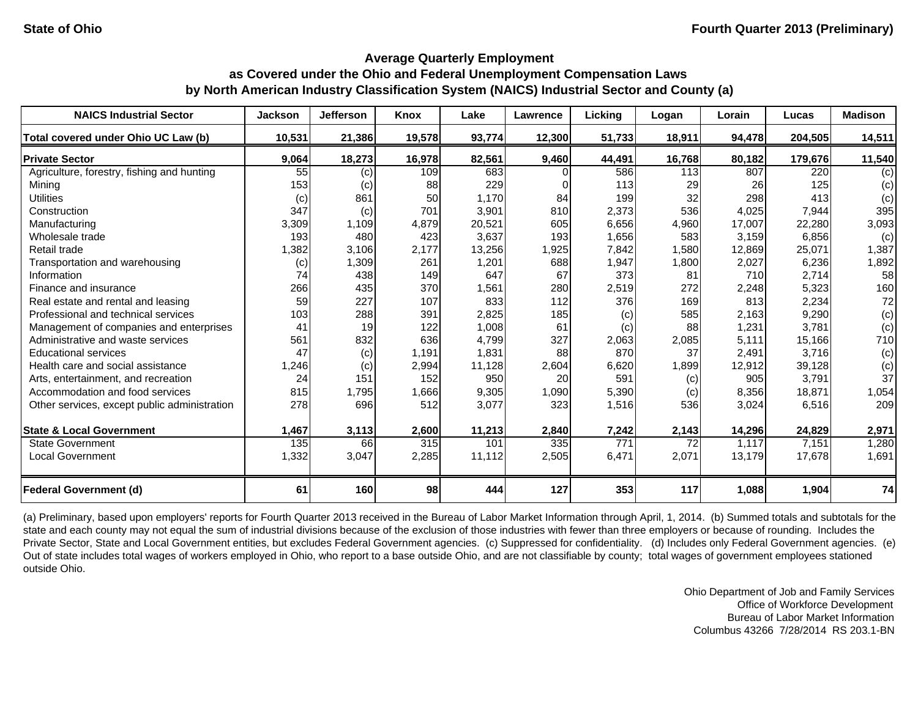State of Ohio

Fourth Quarter 2013 (Preliminary)

## Average Quarterly Employment as Covered under the Ohio and Federal Unemployment Compensation Laws by North American Industry Classification System (NAICS) Industrial Sector and County (a)

| NAICS Industrial Sector | Jackson | Jefferson | Knox | Lake | Lawrence | Licking | Logan | Lorain | Lucas | Madison |
|---|---|---|---|---|---|---|---|---|---|---|
| **Total covered under Ohio UC Law (b)** | **10,531** | **21,386** | **19,578** | **93,774** | **12,300** | **51,733** | **18,911** | **94,478** | **204,505** | **14,511** |
| **Private Sector** | **9,064** | **18,273** | **16,978** | **82,561** | **9,460** | **44,491** | **16,768** | **80,182** | **179,676** | **11,540** |
| Agriculture, forestry, fishing and hunting | 55 | (c) | 109 | 683 | 0 | 586 | 113 | 807 | 220 | (c) |
| Mining | 153 | (c) | 88 | 229 | 0 | 113 | 29 | 26 | 125 | (c) |
| Utilities | (c) | 861 | 50 | 1,170 | 84 | 199 | 32 | 298 | 413 | (c) |
| Construction | 347 | (c) | 701 | 3,901 | 810 | 2,373 | 536 | 4,025 | 7,944 | 395 |
| Manufacturing | 3,309 | 1,109 | 4,879 | 20,521 | 605 | 6,656 | 4,960 | 17,007 | 22,280 | 3,093 |
| Wholesale trade | 193 | 480 | 423 | 3,637 | 193 | 1,656 | 583 | 3,159 | 6,856 | (c) |
| Retail trade | 1,382 | 3,106 | 2,177 | 13,256 | 1,925 | 7,842 | 1,580 | 12,869 | 25,071 | 1,387 |
| Transportation and warehousing | (c) | 1,309 | 261 | 1,201 | 688 | 1,947 | 1,800 | 2,027 | 6,236 | 1,892 |
| Information | 74 | 438 | 149 | 647 | 67 | 373 | 81 | 710 | 2,714 | 58 |
| Finance and insurance | 266 | 435 | 370 | 1,561 | 280 | 2,519 | 272 | 2,248 | 5,323 | 160 |
| Real estate and rental and leasing | 59 | 227 | 107 | 833 | 112 | 376 | 169 | 813 | 2,234 | 72 |
| Professional and technical services | 103 | 288 | 391 | 2,825 | 185 | (c) | 585 | 2,163 | 9,290 | (c) |
| Management of companies and enterprises | 41 | 19 | 122 | 1,008 | 61 | (c) | 88 | 1,231 | 3,781 | (c) |
| Administrative and waste services | 561 | 832 | 636 | 4,799 | 327 | 2,063 | 2,085 | 5,111 | 15,166 | 710 |
| Educational services | 47 | (c) | 1,191 | 1,831 | 88 | 870 | 37 | 2,491 | 3,716 | (c) |
| Health care and social assistance | 1,246 | (c) | 2,994 | 11,128 | 2,604 | 6,620 | 1,899 | 12,912 | 39,128 | (c) |
| Arts, entertainment, and recreation | 24 | 151 | 152 | 950 | 20 | 591 | (c) | 905 | 3,791 | 37 |
| Accommodation and food services | 815 | 1,795 | 1,666 | 9,305 | 1,090 | 5,390 | (c) | 8,356 | 18,871 | 1,054 |
| Other services, except public administration | 278 | 696 | 512 | 3,077 | 323 | 1,516 | 536 | 3,024 | 6,516 | 209 |
| **State & Local Government** | **1,467** | **3,113** | **2,600** | **11,213** | **2,840** | **7,242** | **2,143** | **14,296** | **24,829** | **2,971** |
| State Government | 135 | 66 | 315 | 101 | 335 | 771 | 72 | 1,117 | 7,151 | 1,280 |
| Local Government | 1,332 | 3,047 | 2,285 | 11,112 | 2,505 | 6,471 | 2,071 | 13,179 | 17,678 | 1,691 |
| **Federal Government (d)** | **61** | **160** | **98** | **444** | **127** | **353** | **117** | **1,088** | **1,904** | **74** |

(a) Preliminary, based upon employers' reports for Fourth Quarter 2013 received in the Bureau of Labor Market Information through April, 1, 2014. (b) Summed totals and subtotals for the state and each county may not equal the sum of industrial divisions because of the exclusion of those industries with fewer than three employers or because of rounding. Includes the Private Sector, State and Local Government entities, but excludes Federal Government agencies. (c) Suppressed for confidentiality. (d) Includes only Federal Government agencies. (e) Out of state includes total wages of workers employed in Ohio, who report to a base outside Ohio, and are not classifiable by county; total wages of government employees stationed outside Ohio.

Ohio Department of Job and Family Services
Office of Workforce Development
Bureau of Labor Market Information
Columbus 43266 7/28/2014 RS 203.1-BN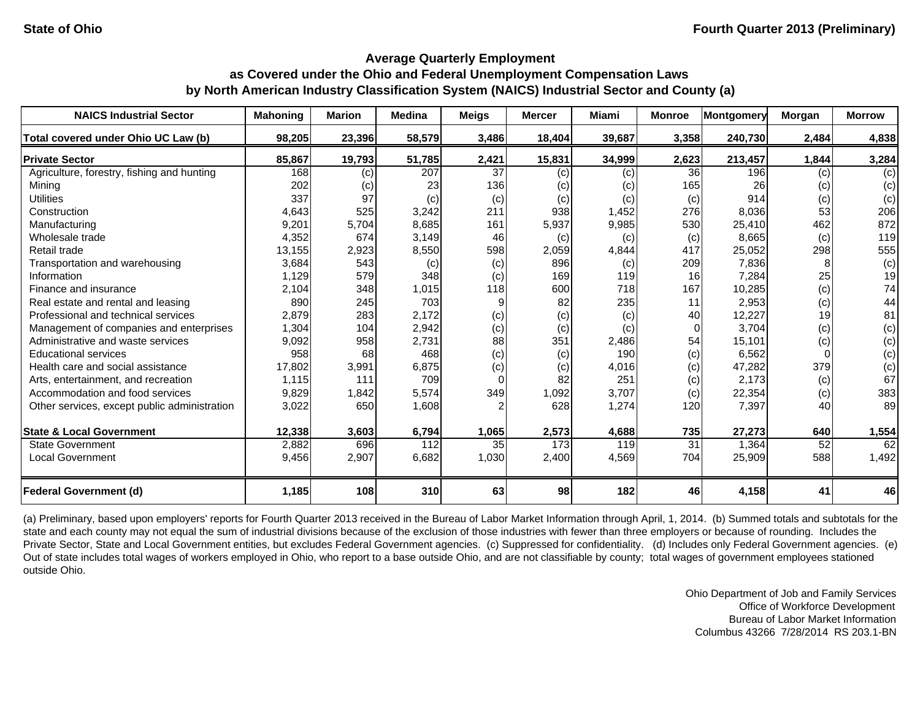State of Ohio

Fourth Quarter 2013 (Preliminary)

## Average Quarterly Employment
## as Covered under the Ohio and Federal Unemployment Compensation Laws
## by North American Industry Classification System (NAICS) Industrial Sector and County (a)

| NAICS Industrial Sector | Mahoning | Marion | Medina | Meigs | Mercer | Miami | Monroe | Montgomery | Morgan | Morrow |
|---|---|---|---|---|---|---|---|---|---|---|
| **Total covered under Ohio UC Law (b)** | **98,205** | **23,396** | **58,579** | **3,486** | **18,404** | **39,687** | **3,358** | **240,730** | **2,484** | **4,838** |
| **Private Sector** | **85,867** | **19,793** | **51,785** | **2,421** | **15,831** | **34,999** | **2,623** | **213,457** | **1,844** | **3,284** |
| Agriculture, forestry, fishing and hunting | 168 | (c) | 207 | 37 | (c) | (c) | 36 | 196 | (c) | (c) |
| Mining | 202 | (c) | 23 | 136 | (c) | (c) | 165 | 26 | (c) | (c) |
| Utilities | 337 | 97 | (c) | (c) | (c) | (c) | (c) | 914 | (c) | (c) |
| Construction | 4,643 | 525 | 3,242 | 211 | 938 | 1,452 | 276 | 8,036 | 53 | 206 |
| Manufacturing | 9,201 | 5,704 | 8,685 | 161 | 5,937 | 9,985 | 530 | 25,410 | 462 | 872 |
| Wholesale trade | 4,352 | 674 | 3,149 | 46 | (c) | (c) | (c) | 8,665 | (c) | 119 |
| Retail trade | 13,155 | 2,923 | 8,550 | 598 | 2,059 | 4,844 | 417 | 25,052 | 298 | 555 |
| Transportation and warehousing | 3,684 | 543 | (c) | (c) | 896 | (c) | 209 | 7,836 | 8 | (c) |
| Information | 1,129 | 579 | 348 | (c) | 169 | 119 | 16 | 7,284 | 25 | 19 |
| Finance and insurance | 2,104 | 348 | 1,015 | 118 | 600 | 718 | 167 | 10,285 | (c) | 74 |
| Real estate and rental and leasing | 890 | 245 | 703 | 9 | 82 | 235 | 11 | 2,953 | (c) | 44 |
| Professional and technical services | 2,879 | 283 | 2,172 | (c) | (c) | (c) | 40 | 12,227 | 19 | 81 |
| Management of companies and enterprises | 1,304 | 104 | 2,942 | (c) | (c) | (c) | 0 | 3,704 | (c) | (c) |
| Administrative and waste services | 9,092 | 958 | 2,731 | 88 | 351 | 2,486 | 54 | 15,101 | (c) | (c) |
| Educational services | 958 | 68 | 468 | (c) | (c) | 190 | (c) | 6,562 | 0 | (c) |
| Health care and social assistance | 17,802 | 3,991 | 6,875 | (c) | (c) | 4,016 | (c) | 47,282 | 379 | (c) |
| Arts, entertainment, and recreation | 1,115 | 111 | 709 | 0 | 82 | 251 | (c) | 2,173 | (c) | 67 |
| Accommodation and food services | 9,829 | 1,842 | 5,574 | 349 | 1,092 | 3,707 | (c) | 22,354 | (c) | 383 |
| Other services, except public administration | 3,022 | 650 | 1,608 | 2 | 628 | 1,274 | 120 | 7,397 | 40 | 89 |
| **State & Local Government** | **12,338** | **3,603** | **6,794** | **1,065** | **2,573** | **4,688** | **735** | **27,273** | **640** | **1,554** |
| State Government | 2,882 | 696 | 112 | 35 | 173 | 119 | 31 | 1,364 | 52 | 62 |
| Local Government | 9,456 | 2,907 | 6,682 | 1,030 | 2,400 | 4,569 | 704 | 25,909 | 588 | 1,492 |
| **Federal Government (d)** | **1,185** | **108** | **310** | **63** | **98** | **182** | **46** | **4,158** | **41** | **46** |

(a) Preliminary, based upon employers' reports for Fourth Quarter 2013 received in the Bureau of Labor Market Information through April, 1, 2014. (b) Summed totals and subtotals for the state and each county may not equal the sum of industrial divisions because of the exclusion of those industries with fewer than three employers or because of rounding. Includes the Private Sector, State and Local Government entities, but excludes Federal Government agencies. (c) Suppressed for confidentiality. (d) Includes only Federal Government agencies. (e) Out of state includes total wages of workers employed in Ohio, who report to a base outside Ohio, and are not classifiable by county; total wages of government employees stationed outside Ohio.

Ohio Department of Job and Family Services
Office of Workforce Development
Bureau of Labor Market Information
Columbus 43266 7/28/2014 RS 203.1-BN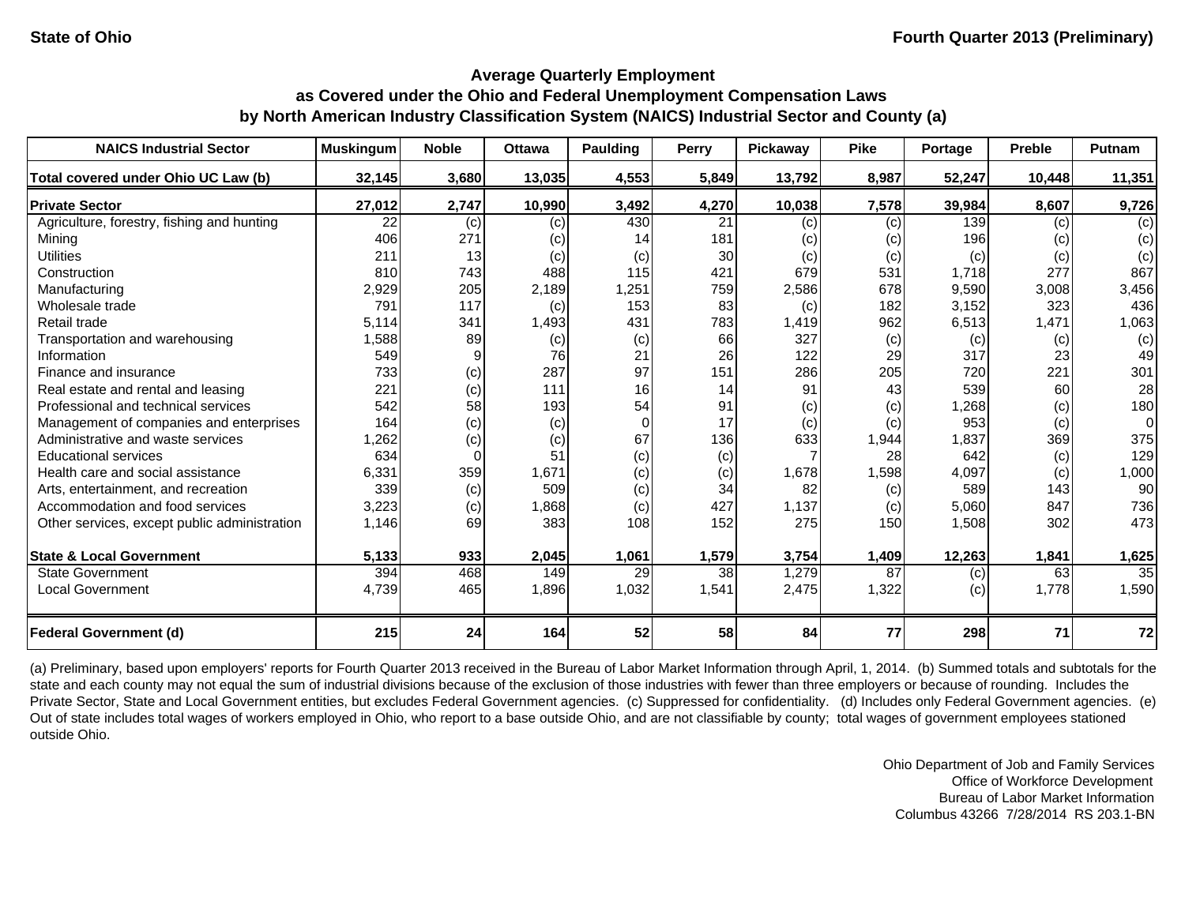State of Ohio

Fourth Quarter 2013 (Preliminary)

## Average Quarterly Employment as Covered under the Ohio and Federal Unemployment Compensation Laws by North American Industry Classification System (NAICS) Industrial Sector and County (a)

| NAICS Industrial Sector | Muskingum | Noble | Ottawa | Paulding | Perry | Pickaway | Pike | Portage | Preble | Putnam |
|---|---|---|---|---|---|---|---|---|---|---|
| **Total covered under Ohio UC Law (b)** | **32,145** | **3,680** | **13,035** | **4,553** | **5,849** | **13,792** | **8,987** | **52,247** | **10,448** | **11,351** |
| **Private Sector** | **27,012** | **2,747** | **10,990** | **3,492** | **4,270** | **10,038** | **7,578** | **39,984** | **8,607** | **9,726** |
| Agriculture, forestry, fishing and hunting | 22 | (c) | (c) | 430 | 21 | (c) | (c) | 139 | (c) | (c) |
| Mining | 406 | 271 | (c) | 14 | 181 | (c) | (c) | 196 | (c) | (c) |
| Utilities | 211 | 13 | (c) | (c) | 30 | (c) | (c) | (c) | (c) | (c) |
| Construction | 810 | 743 | 488 | 115 | 421 | 679 | 531 | 1,718 | 277 | 867 |
| Manufacturing | 2,929 | 205 | 2,189 | 1,251 | 759 | 2,586 | 678 | 9,590 | 3,008 | 3,456 |
| Wholesale trade | 791 | 117 | (c) | 153 | 83 | (c) | 182 | 3,152 | 323 | 436 |
| Retail trade | 5,114 | 341 | 1,493 | 431 | 783 | 1,419 | 962 | 6,513 | 1,471 | 1,063 |
| Transportation and warehousing | 1,588 | 89 | (c) | (c) | 66 | 327 | (c) | (c) | (c) | (c) |
| Information | 549 | 9 | 76 | 21 | 26 | 122 | 29 | 317 | 23 | 49 |
| Finance and insurance | 733 | (c) | 287 | 97 | 151 | 286 | 205 | 720 | 221 | 301 |
| Real estate and rental and leasing | 221 | (c) | 111 | 16 | 14 | 91 | 43 | 539 | 60 | 28 |
| Professional and technical services | 542 | 58 | 193 | 54 | 91 | (c) | (c) | 1,268 | (c) | 180 |
| Management of companies and enterprises | 164 | (c) | (c) | 0 | 17 | (c) | (c) | 953 | (c) | 0 |
| Administrative and waste services | 1,262 | (c) | (c) | 67 | 136 | 633 | 1,944 | 1,837 | 369 | 375 |
| Educational services | 634 | 0 | 51 | (c) | (c) | 7 | 28 | 642 | (c) | 129 |
| Health care and social assistance | 6,331 | 359 | 1,671 | (c) | (c) | 1,678 | 1,598 | 4,097 | (c) | 1,000 |
| Arts, entertainment, and recreation | 339 | (c) | 509 | (c) | 34 | 82 | (c) | 589 | 143 | 90 |
| Accommodation and food services | 3,223 | (c) | 1,868 | (c) | 427 | 1,137 | (c) | 5,060 | 847 | 736 |
| Other services, except public administration | 1,146 | 69 | 383 | 108 | 152 | 275 | 150 | 1,508 | 302 | 473 |
| **State & Local Government** | **5,133** | **933** | **2,045** | **1,061** | **1,579** | **3,754** | **1,409** | **12,263** | **1,841** | **1,625** |
| State Government | 394 | 468 | 149 | 29 | 38 | 1,279 | 87 | (c) | 63 | 35 |
| Local Government | 4,739 | 465 | 1,896 | 1,032 | 1,541 | 2,475 | 1,322 | (c) | 1,778 | 1,590 |
| **Federal Government (d)** | **215** | **24** | **164** | **52** | **58** | **84** | **77** | **298** | **71** | **72** |

(a) Preliminary, based upon employers' reports for Fourth Quarter 2013 received in the Bureau of Labor Market Information through April, 1, 2014. (b) Summed totals and subtotals for the state and each county may not equal the sum of industrial divisions because of the exclusion of those industries with fewer than three employers or because of rounding. Includes the Private Sector, State and Local Government entities, but excludes Federal Government agencies. (c) Suppressed for confidentiality. (d) Includes only Federal Government agencies. (e) Out of state includes total wages of workers employed in Ohio, who report to a base outside Ohio, and are not classifiable by county; total wages of government employees stationed outside Ohio.

Ohio Department of Job and Family Services
Office of Workforce Development
Bureau of Labor Market Information
Columbus 43266 7/28/2014 RS 203.1-BN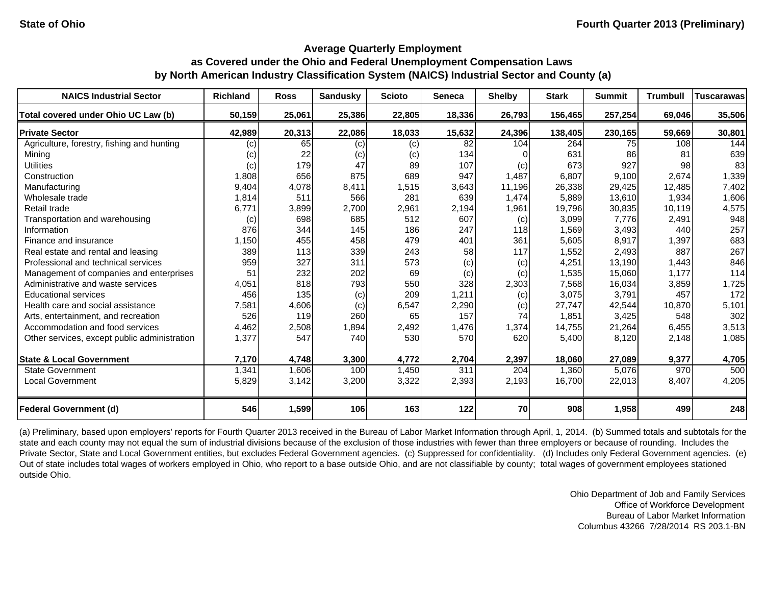State of Ohio

Fourth Quarter 2013 (Preliminary)

## Average Quarterly Employment
## as Covered under the Ohio and Federal Unemployment Compensation Laws
## by North American Industry Classification System (NAICS) Industrial Sector and County (a)

| NAICS Industrial Sector | Richland | Ross | Sandusky | Scioto | Seneca | Shelby | Stark | Summit | Trumbull | Tuscarawas |
|---|---|---|---|---|---|---|---|---|---|---|
| **Total covered under Ohio UC Law (b)** | **50,159** | **25,061** | **25,386** | **22,805** | **18,336** | **26,793** | **156,465** | **257,254** | **69,046** | **35,506** |
| **Private Sector** | **42,989** | **20,313** | **22,086** | **18,033** | **15,632** | **24,396** | **138,405** | **230,165** | **59,669** | **30,801** |
| Agriculture, forestry, fishing and hunting | (c) | 65 | (c) | (c) | 82 | 104 | 264 | 75 | 108 | 144 |
| Mining | (c) | 22 | (c) | (c) | 134 | 0 | 631 | 86 | 81 | 639 |
| Utilities | (c) | 179 | 47 | 89 | 107 | (c) | 673 | 927 | 98 | 83 |
| Construction | 1,808 | 656 | 875 | 689 | 947 | 1,487 | 6,807 | 9,100 | 2,674 | 1,339 |
| Manufacturing | 9,404 | 4,078 | 8,411 | 1,515 | 3,643 | 11,196 | 26,338 | 29,425 | 12,485 | 7,402 |
| Wholesale trade | 1,814 | 511 | 566 | 281 | 639 | 1,474 | 5,889 | 13,610 | 1,934 | 1,606 |
| Retail trade | 6,771 | 3,899 | 2,700 | 2,961 | 2,194 | 1,961 | 19,796 | 30,835 | 10,119 | 4,575 |
| Transportation and warehousing | (c) | 698 | 685 | 512 | 607 | (c) | 3,099 | 7,776 | 2,491 | 948 |
| Information | 876 | 344 | 145 | 186 | 247 | 118 | 1,569 | 3,493 | 440 | 257 |
| Finance and insurance | 1,150 | 455 | 458 | 479 | 401 | 361 | 5,605 | 8,917 | 1,397 | 683 |
| Real estate and rental and leasing | 389 | 113 | 339 | 243 | 58 | 117 | 1,552 | 2,493 | 887 | 267 |
| Professional and technical services | 959 | 327 | 311 | 573 | (c) | (c) | 4,251 | 13,190 | 1,443 | 846 |
| Management of companies and enterprises | 51 | 232 | 202 | 69 | (c) | (c) | 1,535 | 15,060 | 1,177 | 114 |
| Administrative and waste services | 4,051 | 818 | 793 | 550 | 328 | 2,303 | 7,568 | 16,034 | 3,859 | 1,725 |
| Educational services | 456 | 135 | (c) | 209 | 1,211 | (c) | 3,075 | 3,791 | 457 | 172 |
| Health care and social assistance | 7,581 | 4,606 | (c) | 6,547 | 2,290 | (c) | 27,747 | 42,544 | 10,870 | 5,101 |
| Arts, entertainment, and recreation | 526 | 119 | 260 | 65 | 157 | 74 | 1,851 | 3,425 | 548 | 302 |
| Accommodation and food services | 4,462 | 2,508 | 1,894 | 2,492 | 1,476 | 1,374 | 14,755 | 21,264 | 6,455 | 3,513 |
| Other services, except public administration | 1,377 | 547 | 740 | 530 | 570 | 620 | 5,400 | 8,120 | 2,148 | 1,085 |
| **State & Local Government** | **7,170** | **4,748** | **3,300** | **4,772** | **2,704** | **2,397** | **18,060** | **27,089** | **9,377** | **4,705** |
| State Government | 1,341 | 1,606 | 100 | 1,450 | 311 | 204 | 1,360 | 5,076 | 970 | 500 |
| Local Government | 5,829 | 3,142 | 3,200 | 3,322 | 2,393 | 2,193 | 16,700 | 22,013 | 8,407 | 4,205 |
| **Federal Government (d)** | **546** | **1,599** | **106** | **163** | **122** | **70** | **908** | **1,958** | **499** | **248** |

(a) Preliminary, based upon employers' reports for Fourth Quarter 2013 received in the Bureau of Labor Market Information through April, 1, 2014. (b) Summed totals and subtotals for the state and each county may not equal the sum of industrial divisions because of the exclusion of those industries with fewer than three employers or because of rounding. Includes the Private Sector, State and Local Government entities, but excludes Federal Government agencies. (c) Suppressed for confidentiality. (d) Includes only Federal Government agencies. (e) Out of state includes total wages of workers employed in Ohio, who report to a base outside Ohio, and are not classifiable by county; total wages of government employees stationed outside Ohio.

Ohio Department of Job and Family Services
Office of Workforce Development
Bureau of Labor Market Information
Columbus 43266 7/28/2014 RS 203.1-BN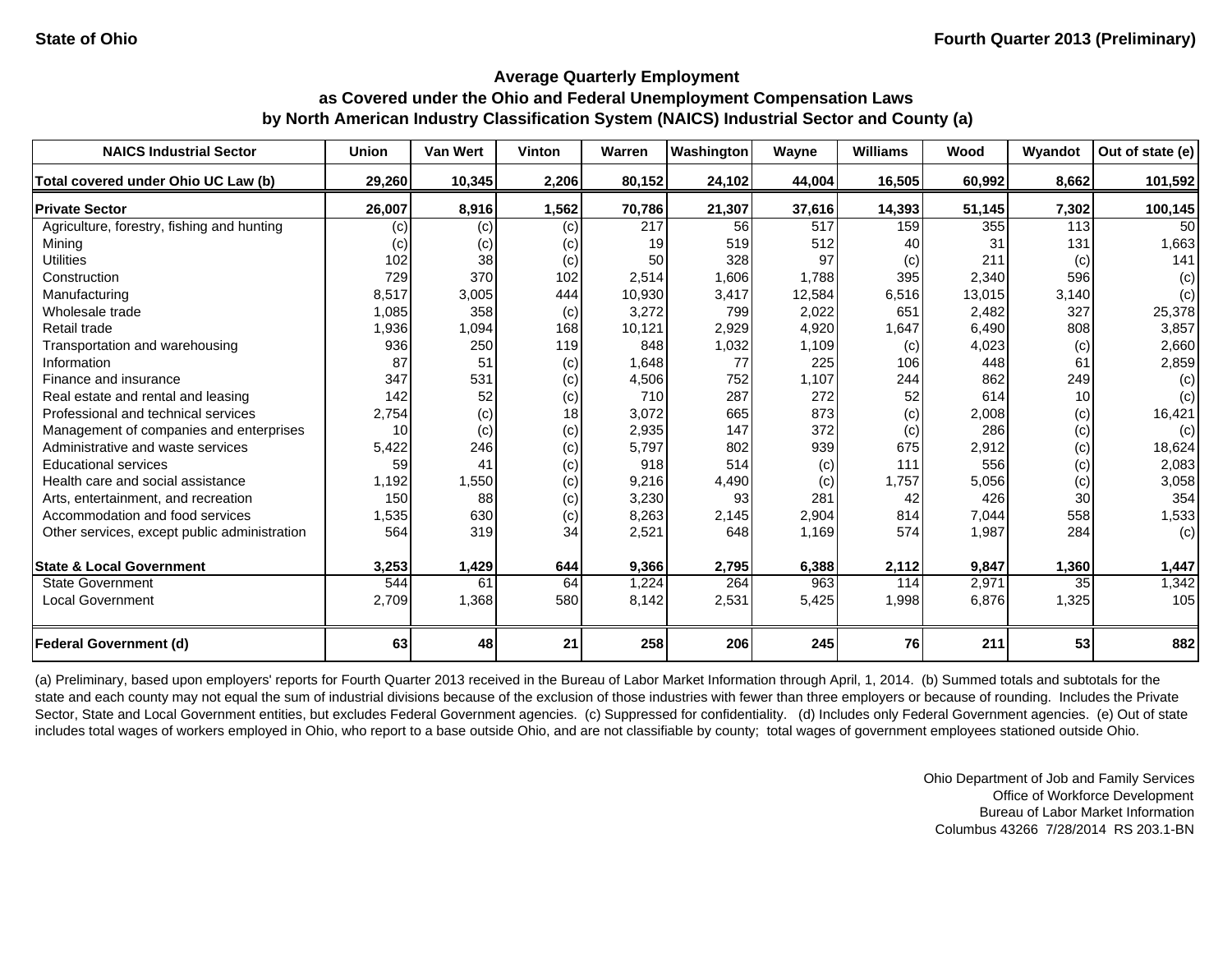**Average Quarterly Employment**
**as Covered under the Ohio and Federal Unemployment Compensation Laws**
**by North American Industry Classification System (NAICS) Industrial Sector and County (a)**

| NAICS Industrial Sector | Union | Van Wert | Vinton | Warren | Washington | Wayne | Williams | Wood | Wyandot | Out of state (e) |
|---|---|---|---|---|---|---|---|---|---|---|
| **Total covered under Ohio UC Law (b)** | **29,260** | **10,345** | **2,206** | **80,152** | **24,102** | **44,004** | **16,505** | **60,992** | **8,662** | **101,592** |
| **Private Sector** | **26,007** | **8,916** | **1,562** | **70,786** | **21,307** | **37,616** | **14,393** | **51,145** | **7,302** | **100,145** |
| Agriculture, forestry, fishing and hunting | (c) | (c) | (c) | 217 | 56 | 517 | 159 | 355 | 113 | 50 |
| Mining | (c) | (c) | (c) | 19 | 519 | 512 | 40 | 31 | 131 | 1,663 |
| Utilities | 102 | 38 | (c) | 50 | 328 | 97 | (c) | 211 | (c) | 141 |
| Construction | 729 | 370 | 102 | 2,514 | 1,606 | 1,788 | 395 | 2,340 | 596 | (c) |
| Manufacturing | 8,517 | 3,005 | 444 | 10,930 | 3,417 | 12,584 | 6,516 | 13,015 | 3,140 | (c) |
| Wholesale trade | 1,085 | 358 | (c) | 3,272 | 799 | 2,022 | 651 | 2,482 | 327 | 25,378 |
| Retail trade | 1,936 | 1,094 | 168 | 10,121 | 2,929 | 4,920 | 1,647 | 6,490 | 808 | 3,857 |
| Transportation and warehousing | 936 | 250 | 119 | 848 | 1,032 | 1,109 | (c) | 4,023 | (c) | 2,660 |
| Information | 87 | 51 | (c) | 1,648 | 77 | 225 | 106 | 448 | 61 | 2,859 |
| Finance and insurance | 347 | 531 | (c) | 4,506 | 752 | 1,107 | 244 | 862 | 249 | (c) |
| Real estate and rental and leasing | 142 | 52 | (c) | 710 | 287 | 272 | 52 | 614 | 10 | (c) |
| Professional and technical services | 2,754 | (c) | 18 | 3,072 | 665 | 873 | (c) | 2,008 | (c) | 16,421 |
| Management of companies and enterprises | 10 | (c) | (c) | 2,935 | 147 | 372 | (c) | 286 | (c) | (c) |
| Administrative and waste services | 5,422 | 246 | (c) | 5,797 | 802 | 939 | 675 | 2,912 | (c) | 18,624 |
| Educational services | 59 | 41 | (c) | 918 | 514 | (c) | 111 | 556 | (c) | 2,083 |
| Health care and social assistance | 1,192 | 1,550 | (c) | 9,216 | 4,490 | (c) | 1,757 | 5,056 | (c) | 3,058 |
| Arts, entertainment, and recreation | 150 | 88 | (c) | 3,230 | 93 | 281 | 42 | 426 | 30 | 354 |
| Accommodation and food services | 1,535 | 630 | (c) | 8,263 | 2,145 | 2,904 | 814 | 7,044 | 558 | 1,533 |
| Other services, except public administration | 564 | 319 | 34 | 2,521 | 648 | 1,169 | 574 | 1,987 | 284 | (c) |
| **State & Local Government** | **3,253** | **1,429** | **644** | **9,366** | **2,795** | **6,388** | **2,112** | **9,847** | **1,360** | **1,447** |
| State Government | 544 | 61 | 64 | 1,224 | 264 | 963 | 114 | 2,971 | 35 | 1,342 |
| Local Government | 2,709 | 1,368 | 580 | 8,142 | 2,531 | 5,425 | 1,998 | 6,876 | 1,325 | 105 |
| **Federal Government (d)** | **63** | **48** | **21** | **258** | **206** | **245** | **76** | **211** | **53** | **882** |

(a) Preliminary, based upon employers' reports for Fourth Quarter 2013 received in the Bureau of Labor Market Information through April, 1, 2014. (b) Summed totals and subtotals for the state and each county may not equal the sum of industrial divisions because of the exclusion of those industries with fewer than three employers or because of rounding. Includes the Private Sector, State and Local Government entities, but excludes Federal Government agencies. (c) Suppressed for confidentiality. (d) Includes only Federal Government agencies. (e) Out of state includes total wages of workers employed in Ohio, who report to a base outside Ohio, and are not classifiable by county; total wages of government employees stationed outside Ohio.

Ohio Department of Job and Family Services
Office of Workforce Development
Bureau of Labor Market Information
Columbus 43266 7/28/2014 RS 203.1-BN